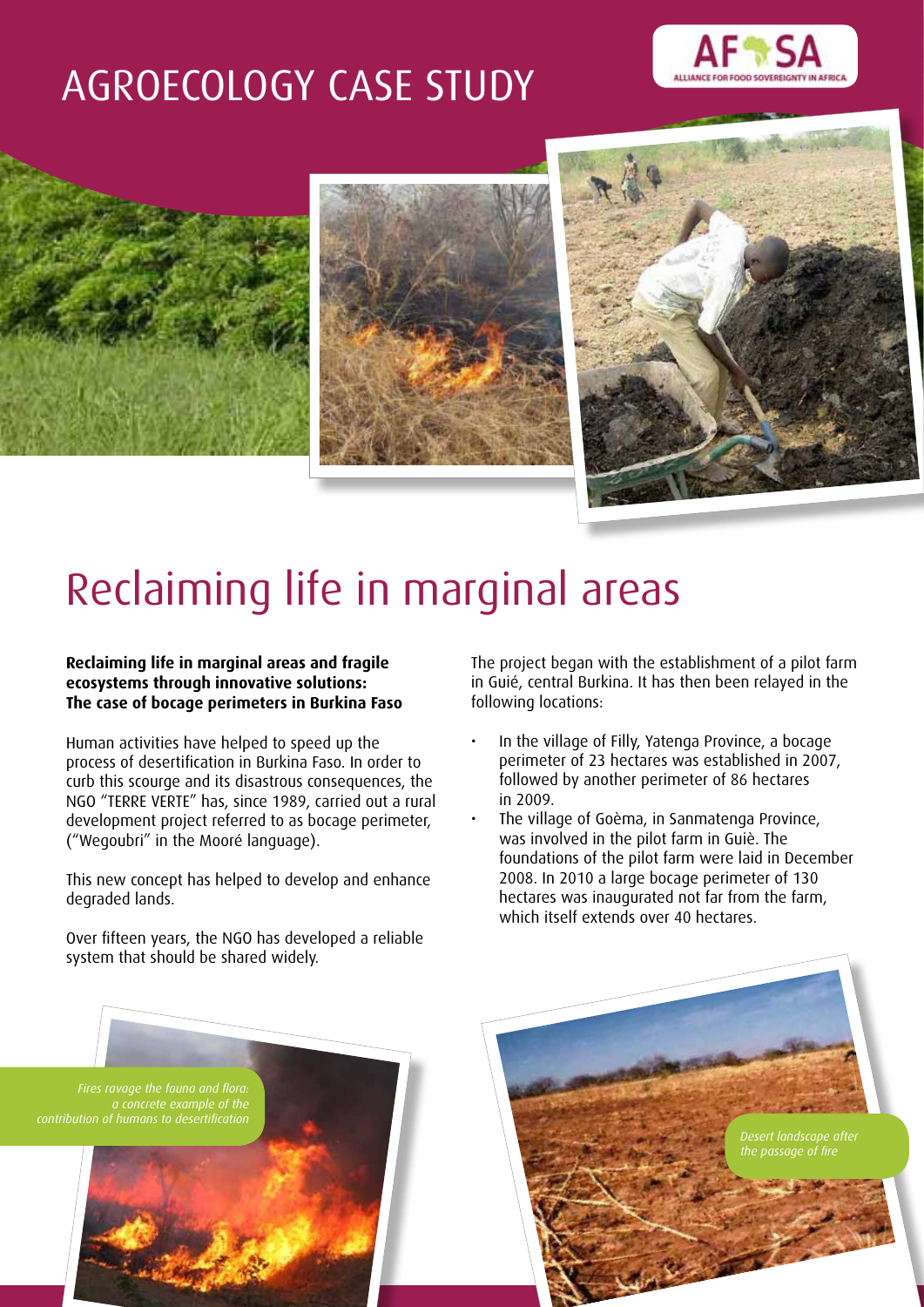# AGROECOLOGY CASE STUDY

# Reclaiming life in marginal areas

**Reclaiming life in marginal areas and fragile ecosystems through innovative solutions: The case of bocage perimeters in Burkina Faso**

Human activities have helped to speed up the process of desertification in Burkina Faso. In order to curb this scourge and its disastrous consequences, the NGO "TERRE VERTE" has, since 1989, carried out a rural development project referred to as bocage perimeter, ("Wegoubri" in the Mooré language).

This new concept has helped to develop and enhance degraded lands.

Over fifteen years, the NGO has developed a reliable system that should be shared widely.

The project began with the establishment of a pilot farm in Guié, central Burkina. It has then been relayed in the following locations:

- In the village of Filly, Yatenga Province, a bocage perimeter of 23 hectares was established in 2007, followed by another perimeter of 86 hectares in 2009.
- The village of Goèma, in Sanmatenga Province, was involved in the pilot farm in Guiè. The foundations of the pilot farm were laid in December 2008. In 2010 a large bocage perimeter of 130 hectares was inaugurated not far from the farm, which itself extends over 40 hectares.

*Fires ravage the fauna and flora: a concrete example of the contribution of humans to desertification*

*Desert landscape after the passage of fire*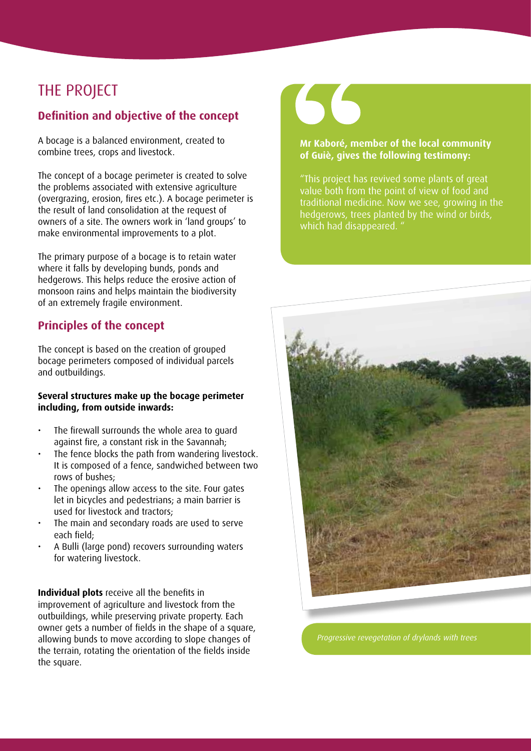# THE PROJECT

## Definition and objective of the concept

A bocage is a balanced environment, created to combine trees, crops and livestock.

The concept of a bocage perimeter is created to solve the problems associated with extensive agriculture (overgrazing, erosion, fires etc.). A bocage perimeter is the result of land consolidation at the request of owners of a site. The owners work in 'land groups' to make environmental improvements to a plot.

The primary purpose of a bocage is to retain water where it falls by developing bunds, ponds and hedgerows. This helps reduce the erosive action of monsoon rains and helps maintain the biodiversity of an extremely fragile environment.

## Principles of the concept

The concept is based on the creation of grouped bocage perimeters composed of individual parcels and outbuildings.

**Several structures make up the bocage perimeter including, from outside inwards:**

- The firewall surrounds the whole area to guard against fire, a constant risk in the Savannah;
- The fence blocks the path from wandering livestock. It is composed of a fence, sandwiched between two rows of bushes;
- The openings allow access to the site. Four gates let in bicycles and pedestrians; a main barrier is used for livestock and tractors;
- The main and secondary roads are used to serve each field;
- A Bulli (large pond) recovers surrounding waters for watering livestock.

**Individual plots** receive all the benefits in improvement of agriculture and livestock from the outbuildings, while preserving private property. Each owner gets a number of fields in the shape of a square, allowing bunds to move according to slope changes of the terrain, rotating the orientation of the fields inside the square.

**Mr Kaboré, member of the local community of Guiè, gives the following testimony:**

"This project has revived some plants of great value both from the point of view of food and traditional medicine. Now we see, growing in the hedgerows, trees planted by the wind or birds, which had disappeared."

*Progressive revegetation of drylands with trees*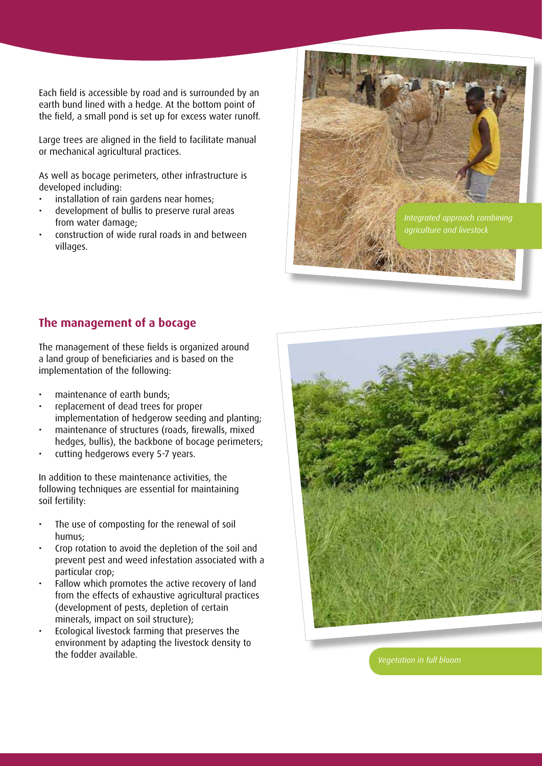Each field is accessible by road and is surrounded by an earth bund lined with a hedge. At the bottom point of the field, a small pond is set up for excess water runoff.

Large trees are aligned in the field to facilitate manual or mechanical agricultural practices.

As well as bocage perimeters, other infrastructure is developed including:

- installation of rain gardens near homes;
- development of bullis to preserve rural areas from water damage;
- construction of wide rural roads in and between villages.

*Integrated approach combining agriculture and livestock*

## The management of a bocage

The management of these fields is organized around a land group of beneficiaries and is based on the implementation of the following:

- maintenance of earth bunds;
- replacement of dead trees for proper implementation of hedgerow seeding and planting;
- maintenance of structures (roads, firewalls, mixed hedges, bullis), the backbone of bocage perimeters;
- cutting hedgerows every 5-7 years.

In addition to these maintenance activities, the following techniques are essential for maintaining soil fertility:

- The use of composting for the renewal of soil humus;
- Crop rotation to avoid the depletion of the soil and prevent pest and weed infestation associated with a particular crop;
- Fallow which promotes the active recovery of land from the effects of exhaustive agricultural practices (development of pests, depletion of certain minerals, impact on soil structure);
- Ecological livestock farming that preserves the environment by adapting the livestock density to the fodder available.

*Vegetation in full bloom*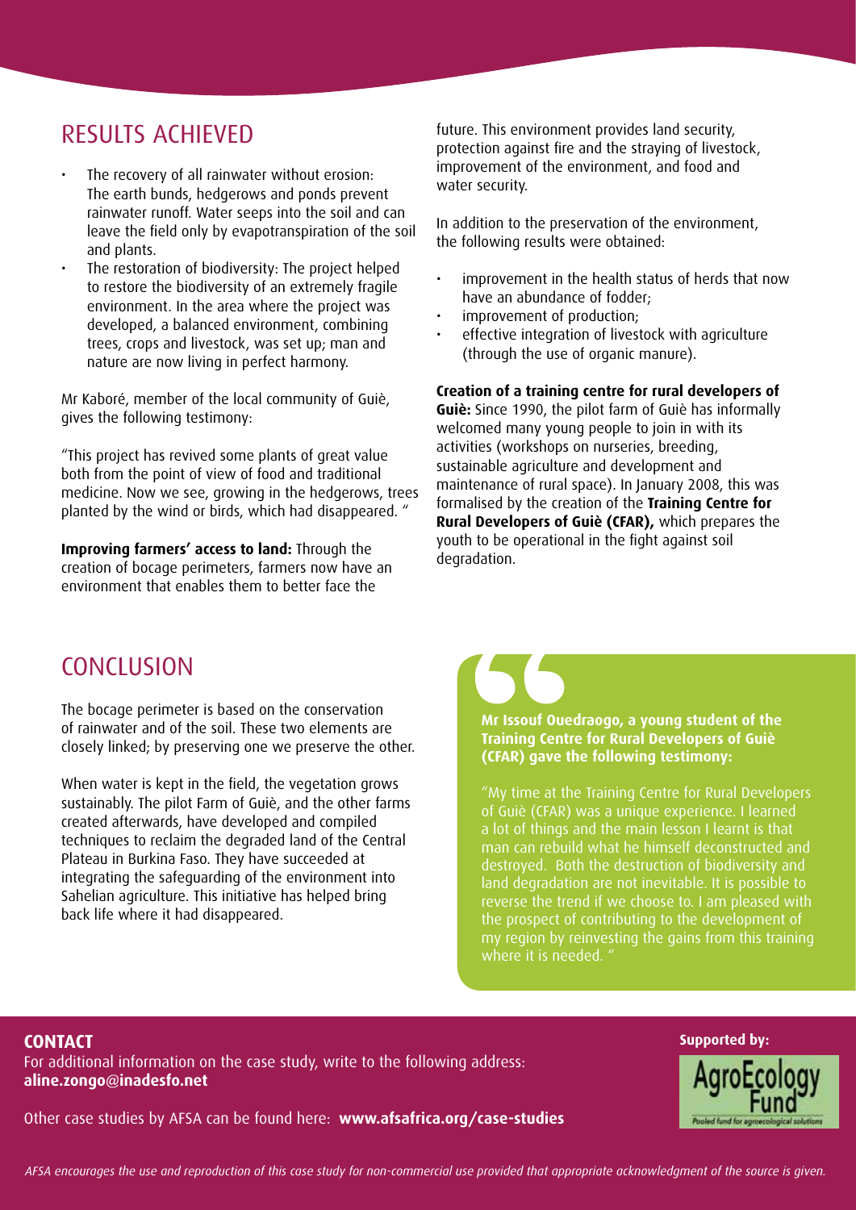## RESULTS ACHIEVED

- The recovery of all rainwater without erosion: The earth bunds, hedgerows and ponds prevent rainwater runoff. Water seeps into the soil and can leave the field only by evapotranspiration of the soil and plants.
- The restoration of biodiversity: The project helped to restore the biodiversity of an extremely fragile environment. In the area where the project was developed, a balanced environment, combining trees, crops and livestock, was set up; man and nature are now living in perfect harmony.

Mr Kaboré, member of the local community of Guiè, gives the following testimony:

"This project has revived some plants of great value both from the point of view of food and traditional medicine. Now we see, growing in the hedgerows, trees planted by the wind or birds, which had disappeared. "

**Improving farmers' access to land:** Through the creation of bocage perimeters, farmers now have an environment that enables them to better face the future. This environment provides land security, protection against fire and the straying of livestock, improvement of the environment, and food and water security.

In addition to the preservation of the environment, the following results were obtained:

- improvement in the health status of herds that now have an abundance of fodder;
- improvement of production;
- effective integration of livestock with agriculture (through the use of organic manure).

**Creation of a training centre for rural developers of Guiè:** Since 1990, the pilot farm of Guiè has informally welcomed many young people to join in with its activities (workshops on nurseries, breeding, sustainable agriculture and development and maintenance of rural space). In January 2008, this was formalised by the creation of the **Training Centre for Rural Developers of Guiè (CFAR),** which prepares the youth to be operational in the fight against soil degradation.

## CONCLUSION

The bocage perimeter is based on the conservation of rainwater and of the soil. These two elements are closely linked; by preserving one we preserve the other.

When water is kept in the field, the vegetation grows sustainably. The pilot Farm of Guiè, and the other farms created afterwards, have developed and compiled techniques to reclaim the degraded land of the Central Plateau in Burkina Faso. They have succeeded at integrating the safeguarding of the environment into Sahelian agriculture. This initiative has helped bring back life where it had disappeared.

**Mr Issouf Ouedraogo, a young student of the Training Centre for Rural Developers of Guiè (CFAR) gave the following testimony:**

"My time at the Training Centre for Rural Developers of Guiè (CFAR) was a unique experience. I learned a lot of things and the main lesson I learnt is that man can rebuild what he himself deconstructed and destroyed. Both the destruction of biodiversity and land degradation are not inevitable. It is possible to reverse the trend if we choose to. I am pleased with the prospect of contributing to the development of my region by reinvesting the gains from this training where it is needed. "

**CONTACT**

For additional information on the case study, write to the following address: **aline.zongo@inadesfo.net**

Other case studies by AFSA can be found here: **www.afsafrica.org/case-studies**

**Supported by:**

AgroEcology Fund

Pooled fund for agroecological solutions

*AFSA encourages the use and reproduction of this case study for non-commercial use provided that appropriate acknowledgment of the source is given.*